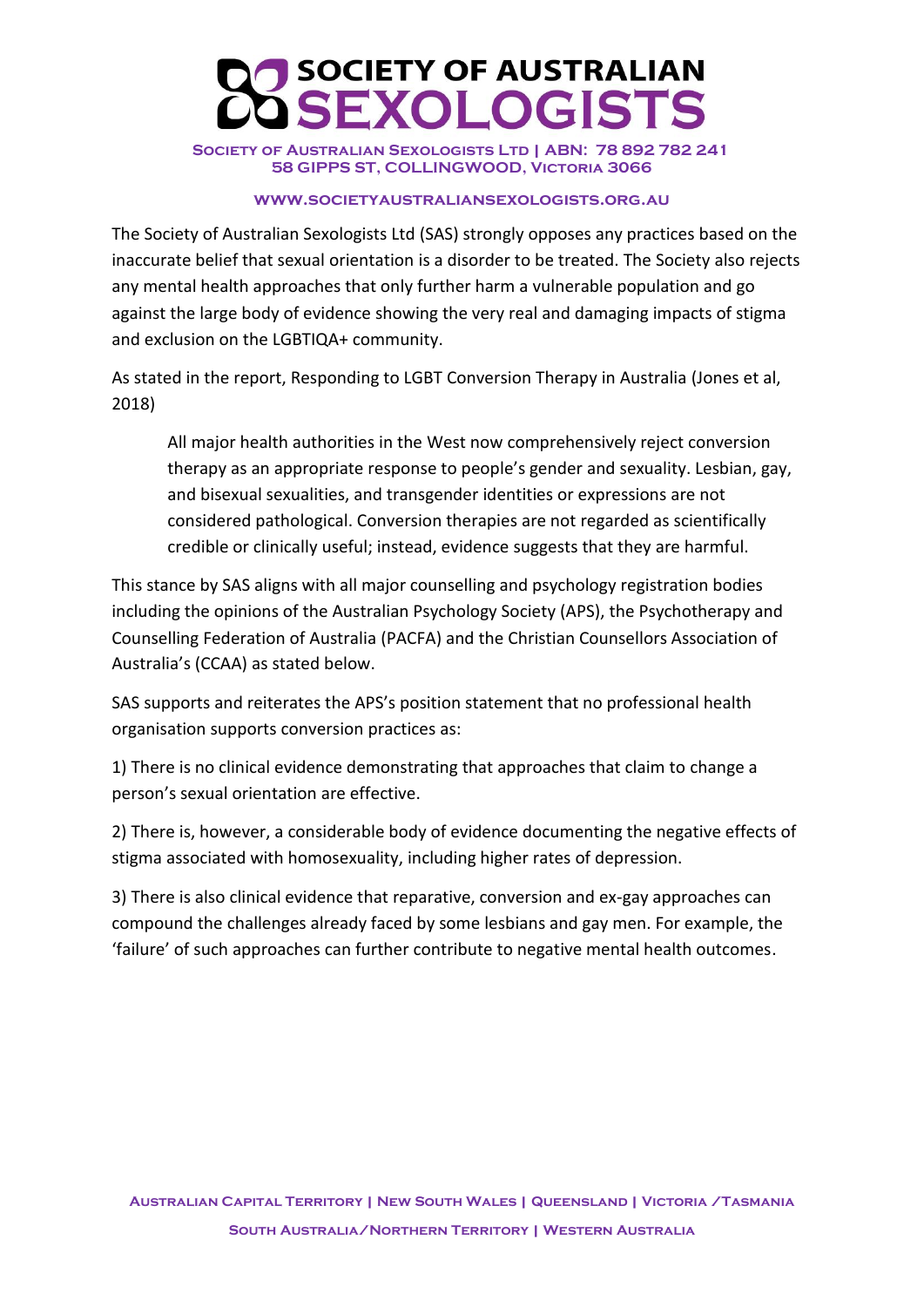# SOCIETY OF AUSTRALIAN SEXOLOGISTS

**Society of Australian Sexologists Ltd | ABN: 78 892 782 241**
**58 Gipps St, Collingwood, Victoria 3066**

**www.societyaustraliansexologists.org.au**

The Society of Australian Sexologists Ltd (SAS) strongly opposes any practices based on the inaccurate belief that sexual orientation is a disorder to be treated. The Society also rejects any mental health approaches that only further harm a vulnerable population and go against the large body of evidence showing the very real and damaging impacts of stigma and exclusion on the LGBTIQA+ community.

As stated in the report, Responding to LGBT Conversion Therapy in Australia (Jones et al, 2018)

> All major health authorities in the West now comprehensively reject conversion therapy as an appropriate response to people's gender and sexuality. Lesbian, gay, and bisexual sexualities, and transgender identities or expressions are not considered pathological. Conversion therapies are not regarded as scientifically credible or clinically useful; instead, evidence suggests that they are harmful.

This stance by SAS aligns with all major counselling and psychology registration bodies including the opinions of the Australian Psychology Society (APS), the Psychotherapy and Counselling Federation of Australia (PACFA) and the Christian Counsellors Association of Australia's (CCAA) as stated below.

SAS supports and reiterates the APS's position statement that no professional health organisation supports conversion practices as:

1) There is no clinical evidence demonstrating that approaches that claim to change a person's sexual orientation are effective.

2) There is, however, a considerable body of evidence documenting the negative effects of stigma associated with homosexuality, including higher rates of depression.

3) There is also clinical evidence that reparative, conversion and ex-gay approaches can compound the challenges already faced by some lesbians and gay men. For example, the 'failure' of such approaches can further contribute to negative mental health outcomes.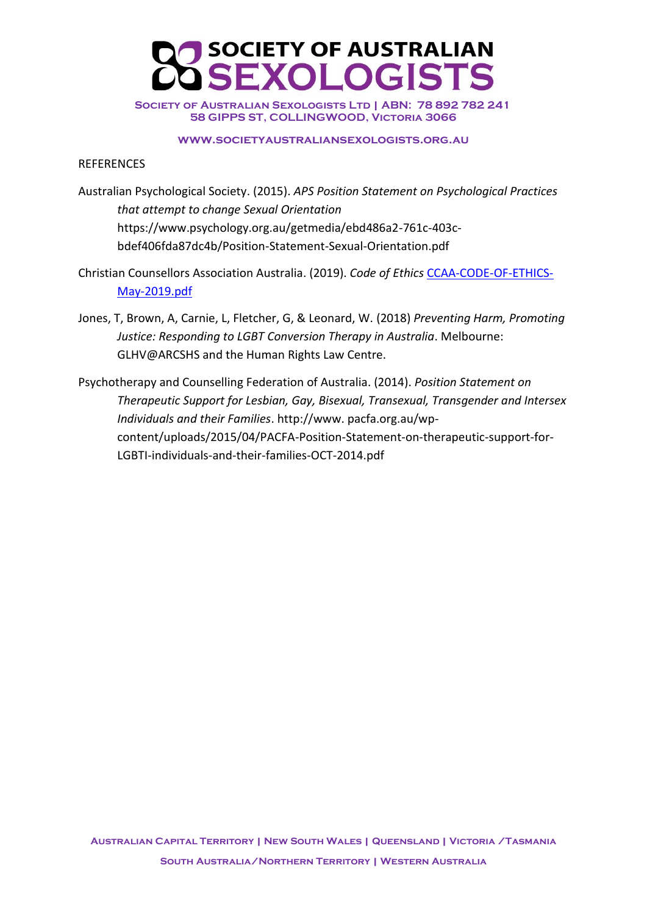REFERENCES

Australian Psychological Society. (2015). *APS Position Statement on Psychological Practices that attempt to change Sexual Orientation* https://www.psychology.org.au/getmedia/ebd486a2-761c-403c-bdef406fda87dc4b/Position-Statement-Sexual-Orientation.pdf

Christian Counsellors Association Australia. (2019). *Code of Ethics* CCAA-CODE-OF-ETHICS-May-2019.pdf

Jones, T, Brown, A, Carnie, L, Fletcher, G, & Leonard, W. (2018) *Preventing Harm, Promoting Justice: Responding to LGBT Conversion Therapy in Australia*. Melbourne: GLHV@ARCSHS and the Human Rights Law Centre.

Psychotherapy and Counselling Federation of Australia. (2014). *Position Statement on Therapeutic Support for Lesbian, Gay, Bisexual, Transexual, Transgender and Intersex Individuals and their Families*. http://www. pacfa.org.au/wp-content/uploads/2015/04/PACFA-Position-Statement-on-therapeutic-support-for-LGBTI-individuals-and-their-families-OCT-2014.pdf